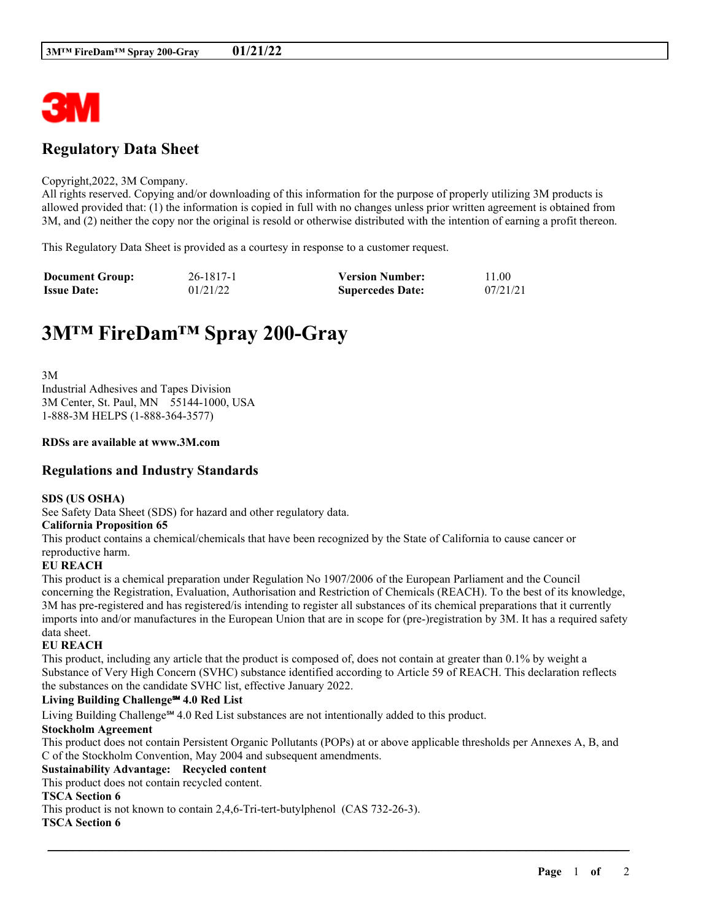# Regulatory Data Sheet

Copyright,2022, 3M Company.
All rights reserved. Copying and/or downloading of this information for the purpose of properly utilizing 3M products is allowed provided that: (1) the information is copied in full with no changes unless prior written agreement is obtained from 3M, and (2) neither the copy nor the original is resold or otherwise distributed with the intention of earning a profit thereon.

This Regulatory Data Sheet is provided as a courtesy in response to a customer request.

| **Document Group:** | 26-1817-1 | **Version Number:** | 11.00 |
|---|---|---|---|
| **Issue Date:** | 01/21/22 | **Supercedes Date:** | 07/21/21 |

# 3M™ FireDam™ Spray 200-Gray

3M
Industrial Adhesives and Tapes Division
3M Center, St. Paul, MN 55144-1000, USA
1-888-3M HELPS (1-888-364-3577)

**RDSs are available at www.3M.com**

## Regulations and Industry Standards

**SDS (US OSHA)**
See Safety Data Sheet (SDS) for hazard and other regulatory data.

**California Proposition 65**
This product contains a chemical/chemicals that have been recognized by the State of California to cause cancer or reproductive harm.

**EU REACH**
This product is a chemical preparation under Regulation No 1907/2006 of the European Parliament and the Council concerning the Registration, Evaluation, Authorisation and Restriction of Chemicals (REACH). To the best of its knowledge, 3M has pre-registered and has registered/is intending to register all substances of its chemical preparations that it currently imports into and/or manufactures in the European Union that are in scope for (pre-)registration by 3M. It has a required safety data sheet.

**EU REACH**
This product, including any article that the product is composed of, does not contain at greater than 0.1% by weight a Substance of Very High Concern (SVHC) substance identified according to Article 59 of REACH. This declaration reflects the substances on the candidate SVHC list, effective January 2022.

**Living Building Challenge℠ 4.0 Red List**
Living Building Challenge℠ 4.0 Red List substances are not intentionally added to this product.

**Stockholm Agreement**
This product does not contain Persistent Organic Pollutants (POPs) at or above applicable thresholds per Annexes A, B, and C of the Stockholm Convention, May 2004 and subsequent amendments.

**Sustainability Advantage: Recycled content**
This product does not contain recycled content.

**TSCA Section 6**
This product is not known to contain 2,4,6-Tri-tert-butylphenol (CAS 732-26-3).

**TSCA Section 6**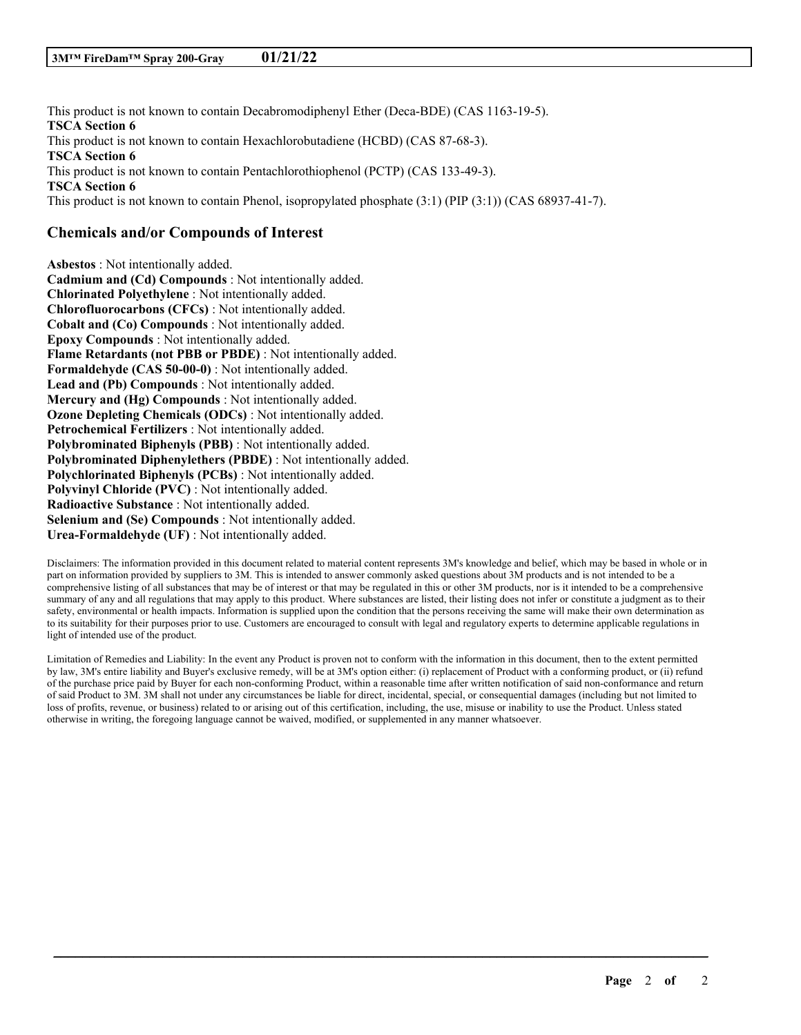This product is not known to contain Decabromodiphenyl Ether (Deca-BDE) (CAS 1163-19-5).

**TSCA Section 6**

This product is not known to contain Hexachlorobutadiene (HCBD) (CAS 87-68-3).

**TSCA Section 6**

This product is not known to contain Pentachlorothiophenol (PCTP) (CAS 133-49-3).

**TSCA Section 6**

This product is not known to contain Phenol, isopropylated phosphate (3:1) (PIP (3:1)) (CAS 68937-41-7).

## Chemicals and/or Compounds of Interest

**Asbestos** : Not intentionally added.
**Cadmium and (Cd) Compounds** : Not intentionally added.
**Chlorinated Polyethylene** : Not intentionally added.
**Chlorofluorocarbons (CFCs)** : Not intentionally added.
**Cobalt and (Co) Compounds** : Not intentionally added.
**Epoxy Compounds** : Not intentionally added.
**Flame Retardants (not PBB or PBDE)** : Not intentionally added.
**Formaldehyde (CAS 50-00-0)** : Not intentionally added.
**Lead and (Pb) Compounds** : Not intentionally added.
**Mercury and (Hg) Compounds** : Not intentionally added.
**Ozone Depleting Chemicals (ODCs)** : Not intentionally added.
**Petrochemical Fertilizers** : Not intentionally added.
**Polybrominated Biphenyls (PBB)** : Not intentionally added.
**Polybrominated Diphenylethers (PBDE)** : Not intentionally added.
**Polychlorinated Biphenyls (PCBs)** : Not intentionally added.
**Polyvinyl Chloride (PVC)** : Not intentionally added.
**Radioactive Substance** : Not intentionally added.
**Selenium and (Se) Compounds** : Not intentionally added.
**Urea-Formaldehyde (UF)** : Not intentionally added.

Disclaimers: The information provided in this document related to material content represents 3M's knowledge and belief, which may be based in whole or in part on information provided by suppliers to 3M. This is intended to answer commonly asked questions about 3M products and is not intended to be a comprehensive listing of all substances that may be of interest or that may be regulated in this or other 3M products, nor is it intended to be a comprehensive summary of any and all regulations that may apply to this product. Where substances are listed, their listing does not infer or constitute a judgment as to their safety, environmental or health impacts. Information is supplied upon the condition that the persons receiving the same will make their own determination as to its suitability for their purposes prior to use. Customers are encouraged to consult with legal and regulatory experts to determine applicable regulations in light of intended use of the product.

Limitation of Remedies and Liability: In the event any Product is proven not to conform with the information in this document, then to the extent permitted by law, 3M's entire liability and Buyer's exclusive remedy, will be at 3M's option either: (i) replacement of Product with a conforming product, or (ii) refund of the purchase price paid by Buyer for each non-conforming Product, within a reasonable time after written notification of said non-conformance and return of said Product to 3M. 3M shall not under any circumstances be liable for direct, incidental, special, or consequential damages (including but not limited to loss of profits, revenue, or business) related to or arising out of this certification, including, the use, misuse or inability to use the Product. Unless stated otherwise in writing, the foregoing language cannot be waived, modified, or supplemented in any manner whatsoever.